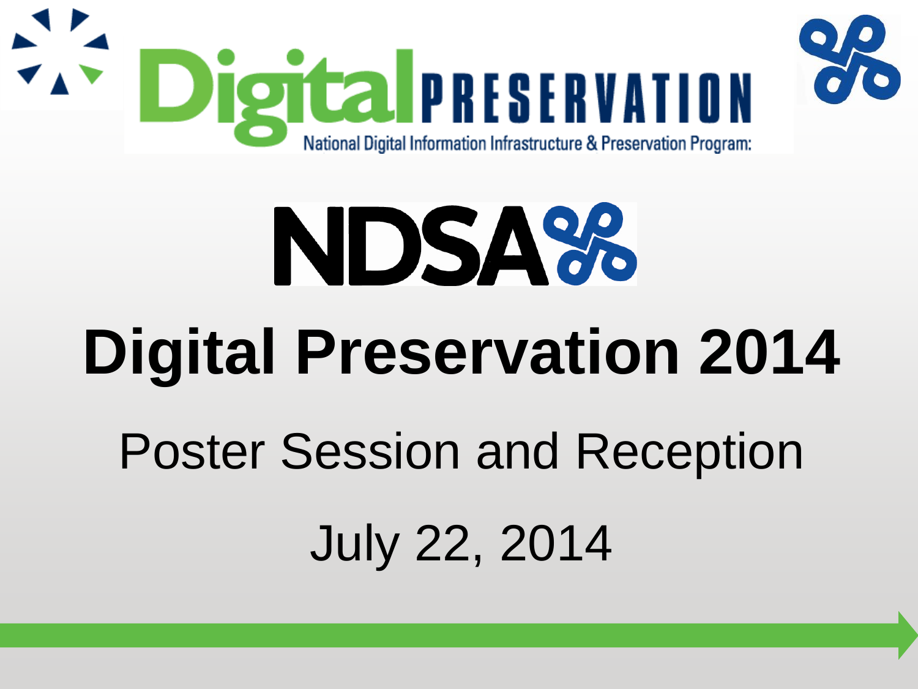Digital PRESERVATION

National Digital Information Infrastructure & Preservation Program:

NDSA

# Digital Preservation 2014

## Poster Session and Reception

## July 22, 2014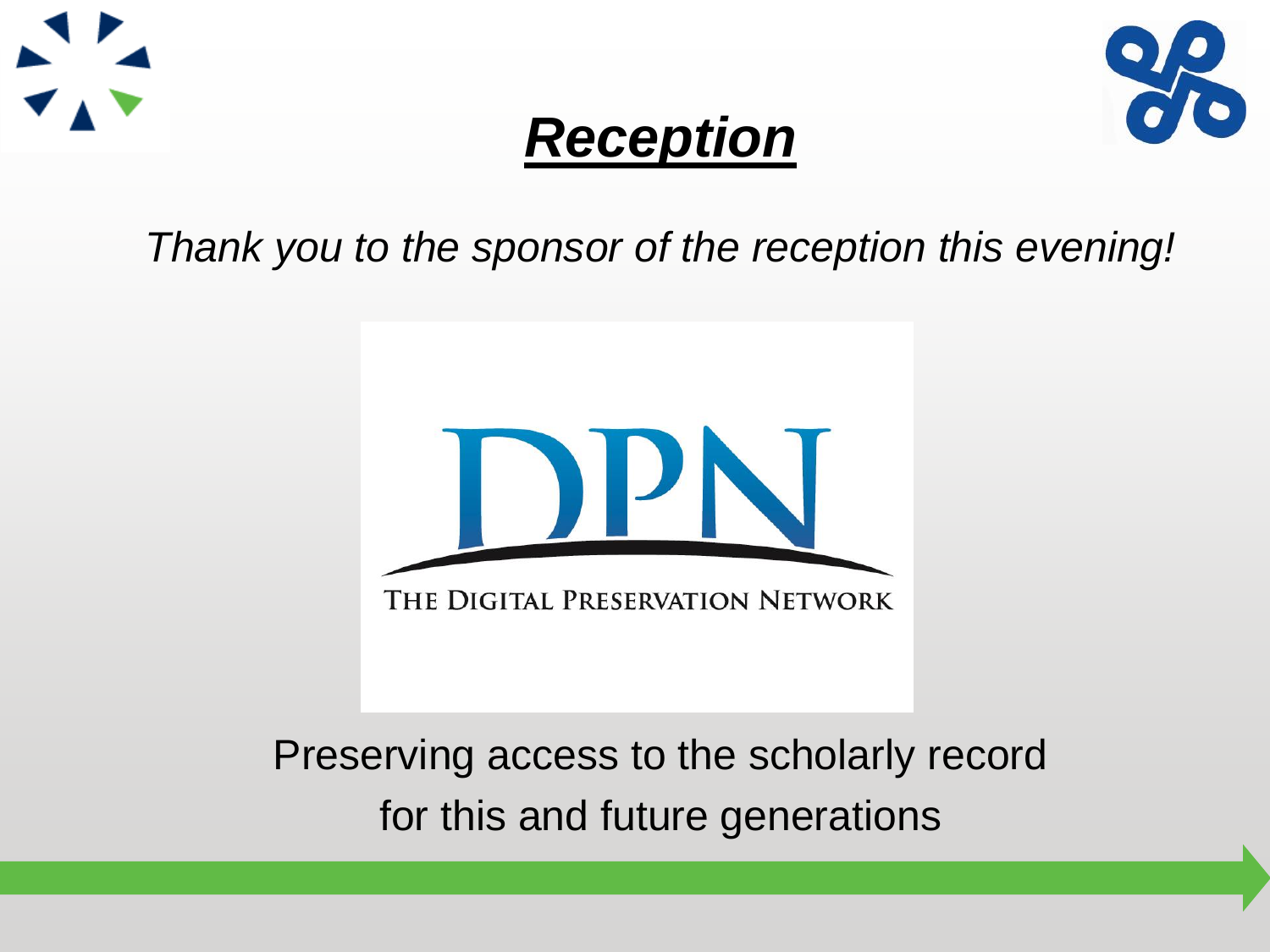# ***Reception***

*Thank you to the sponsor of the reception this evening!*

DPN

THE DIGITAL PRESERVATION NETWORK

Preserving access to the scholarly record for this and future generations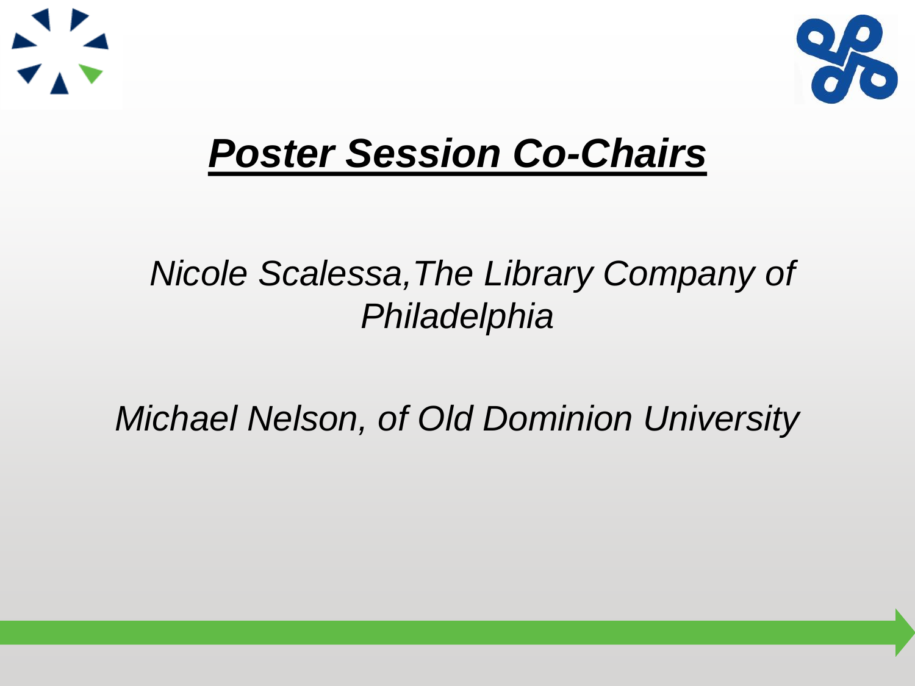# ***Poster Session Co-Chairs***

*Nicole Scalessa,The Library Company of Philadelphia*

*Michael Nelson, of Old Dominion University*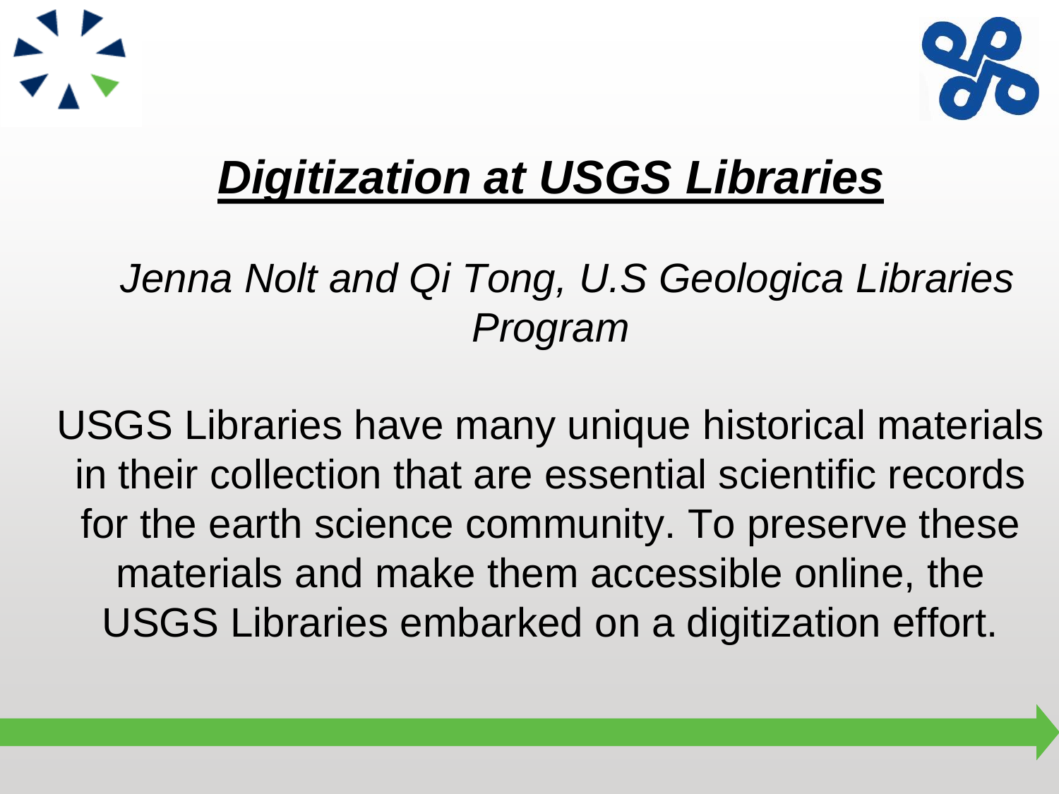# ***Digitization at USGS Libraries***

*Jenna Nolt and Qi Tong, U.S Geologica Libraries Program*

USGS Libraries have many unique historical materials in their collection that are essential scientific records for the earth science community. To preserve these materials and make them accessible online, the USGS Libraries embarked on a digitization effort.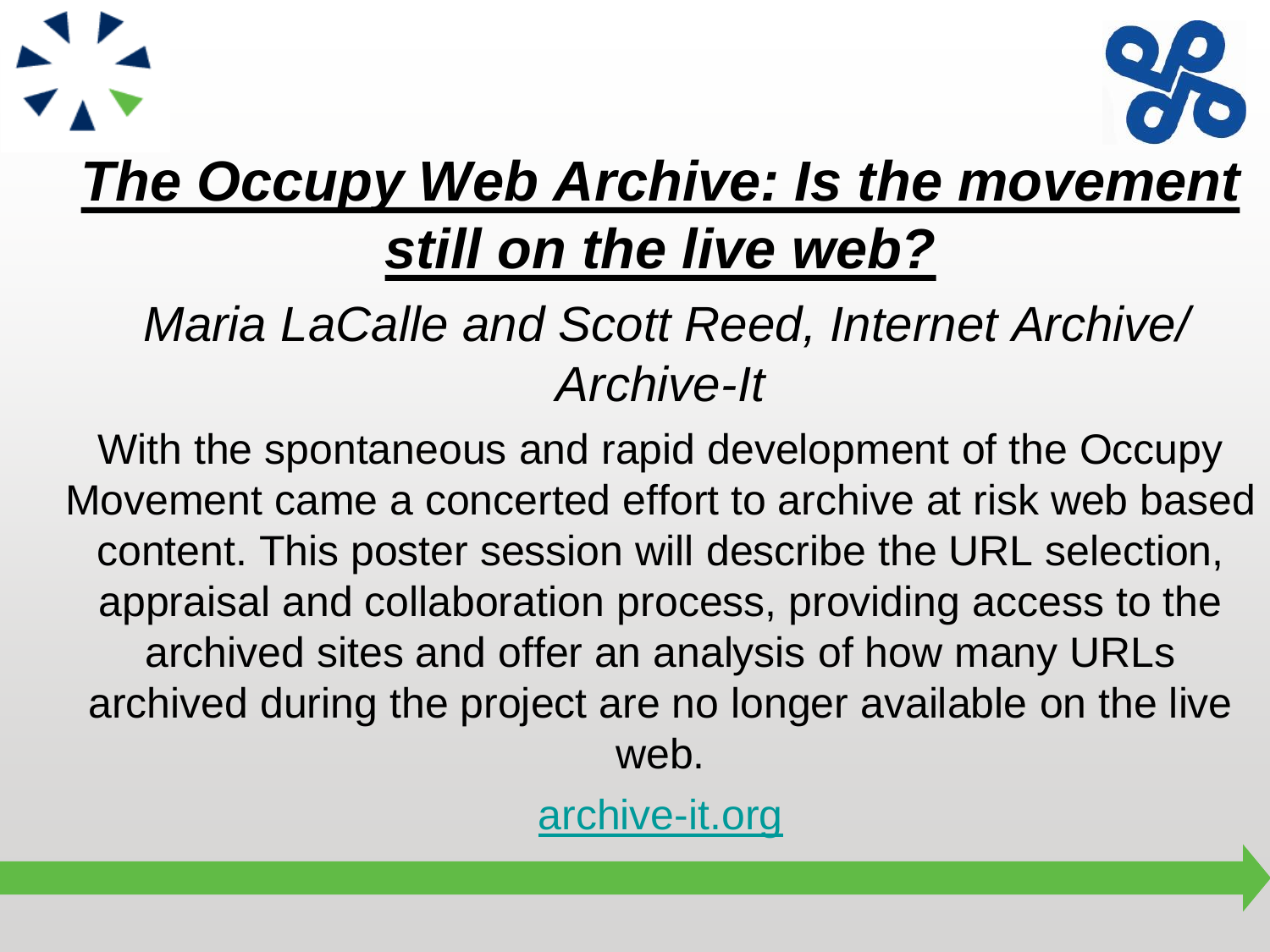# ***The Occupy Web Archive: Is the movement still on the live web?***

*Maria LaCalle and Scott Reed, Internet Archive/ Archive-It*

With the spontaneous and rapid development of the Occupy Movement came a concerted effort to archive at risk web based content. This poster session will describe the URL selection, appraisal and collaboration process, providing access to the archived sites and offer an analysis of how many URLs archived during the project are no longer available on the live web.

archive-it.org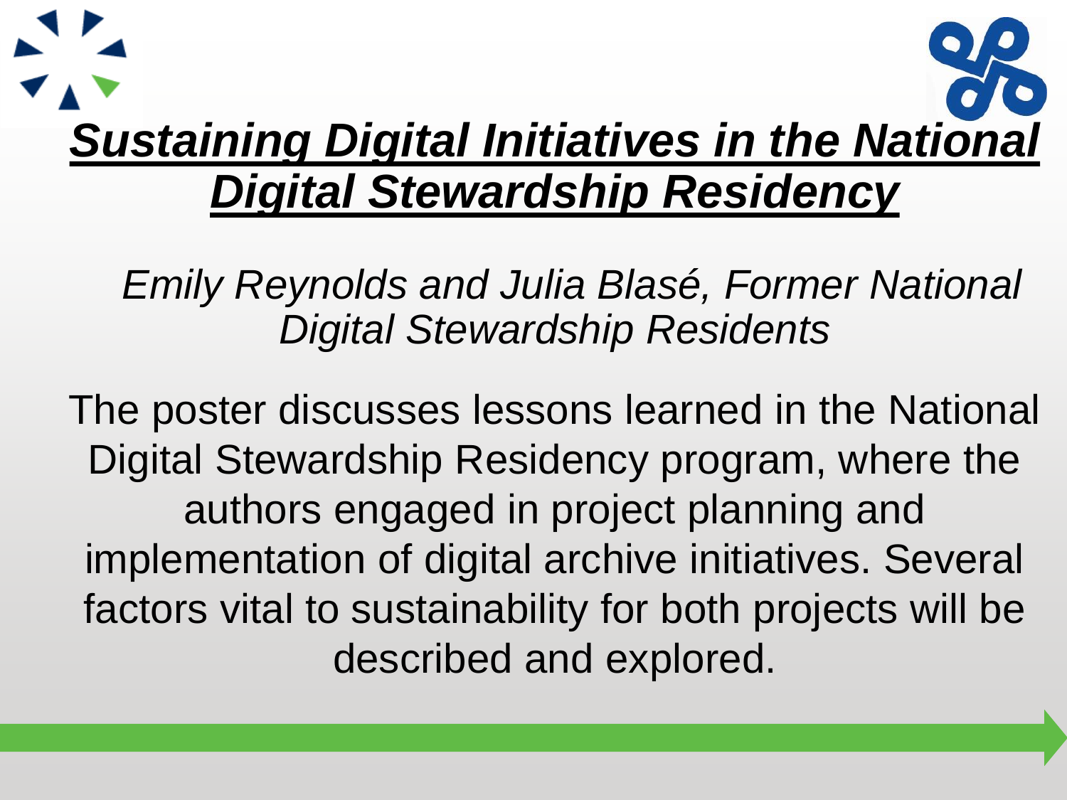# ***Sustaining Digital Initiatives in the National Digital Stewardship Residency***

*Emily Reynolds and Julia Blasé, Former National Digital Stewardship Residents*

The poster discusses lessons learned in the National Digital Stewardship Residency program, where the authors engaged in project planning and implementation of digital archive initiatives. Several factors vital to sustainability for both projects will be described and explored.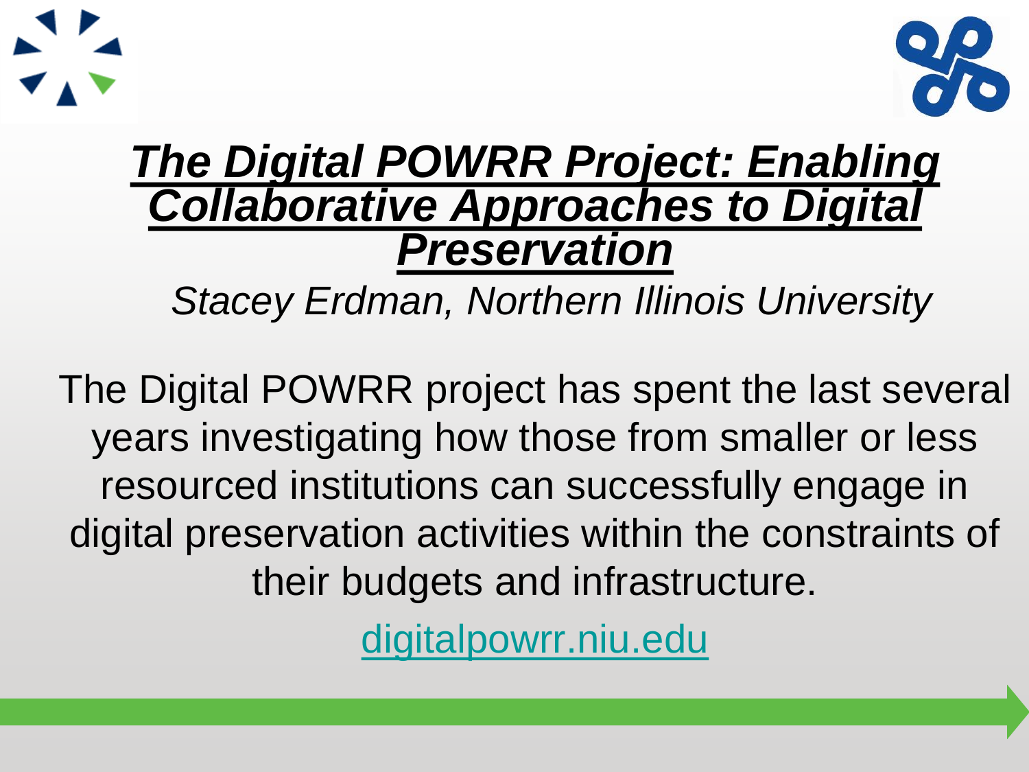# *The Digital POWRR Project: Enabling Collaborative Approaches to Digital Preservation*

*Stacey Erdman, Northern Illinois University*

The Digital POWRR project has spent the last several years investigating how those from smaller or less resourced institutions can successfully engage in digital preservation activities within the constraints of their budgets and infrastructure.

digitalpowrr.niu.edu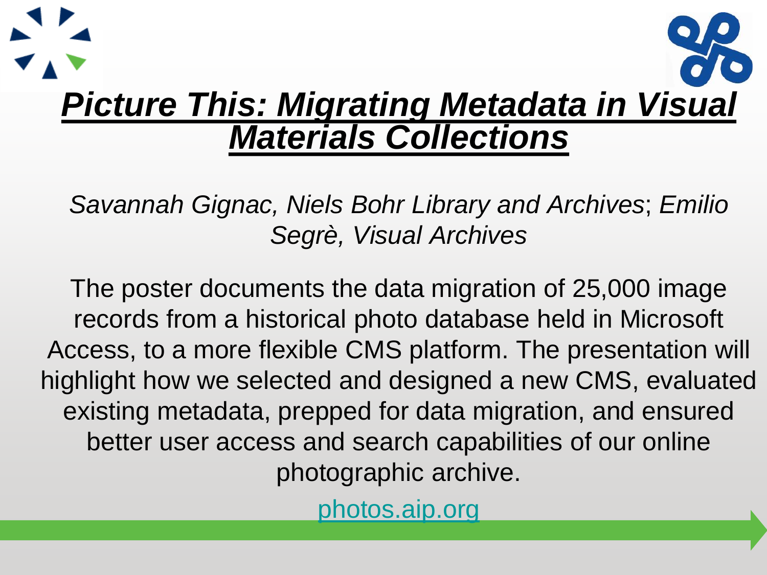# ***Picture This: Migrating Metadata in Visual Materials Collections***

*Savannah Gignac, Niels Bohr Library and Archives*; *Emilio Segrè, Visual Archives*

The poster documents the data migration of 25,000 image records from a historical photo database held in Microsoft Access, to a more flexible CMS platform. The presentation will highlight how we selected and designed a new CMS, evaluated existing metadata, prepped for data migration, and ensured better user access and search capabilities of our online photographic archive.

photos.aip.org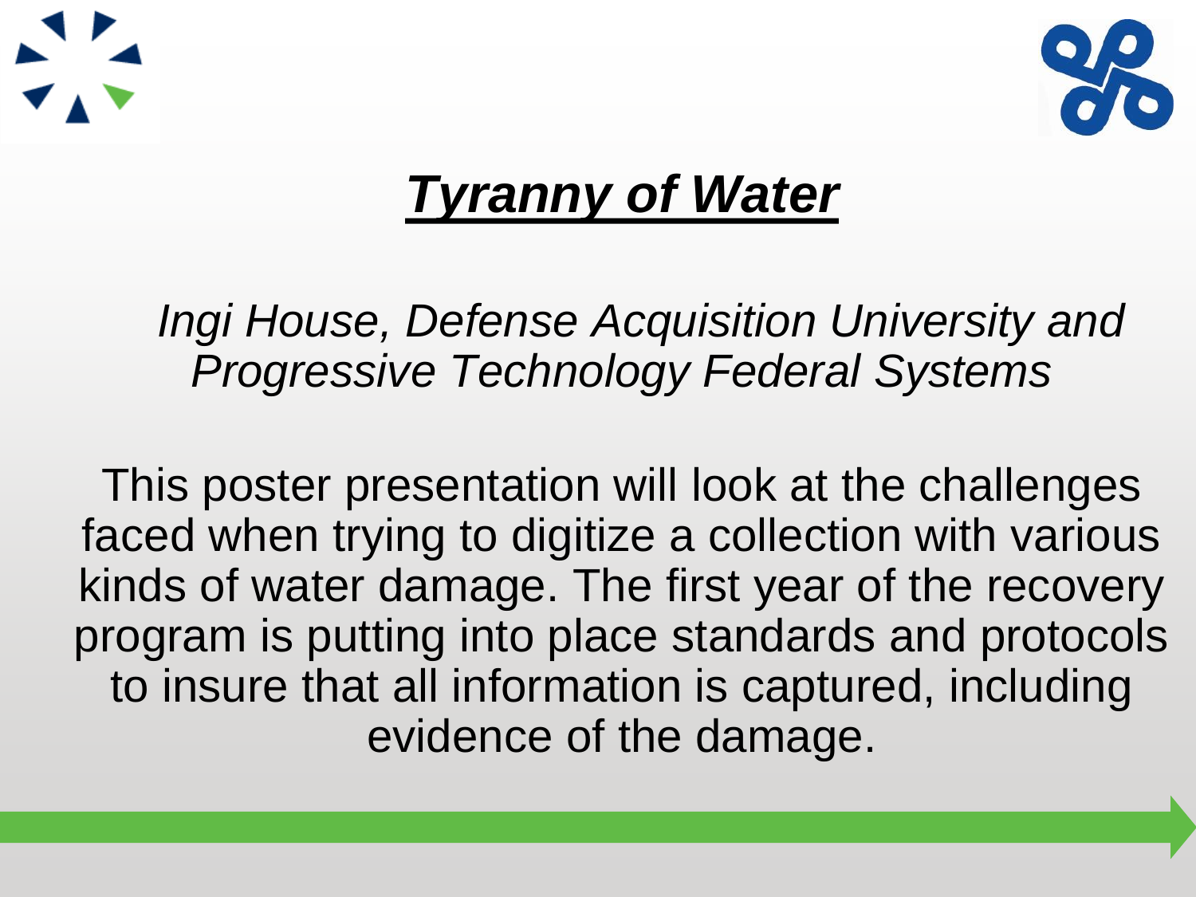# ***Tyranny of Water***

*Ingi House, Defense Acquisition University and Progressive Technology Federal Systems*

This poster presentation will look at the challenges faced when trying to digitize a collection with various kinds of water damage. The first year of the recovery program is putting into place standards and protocols to insure that all information is captured, including evidence of the damage.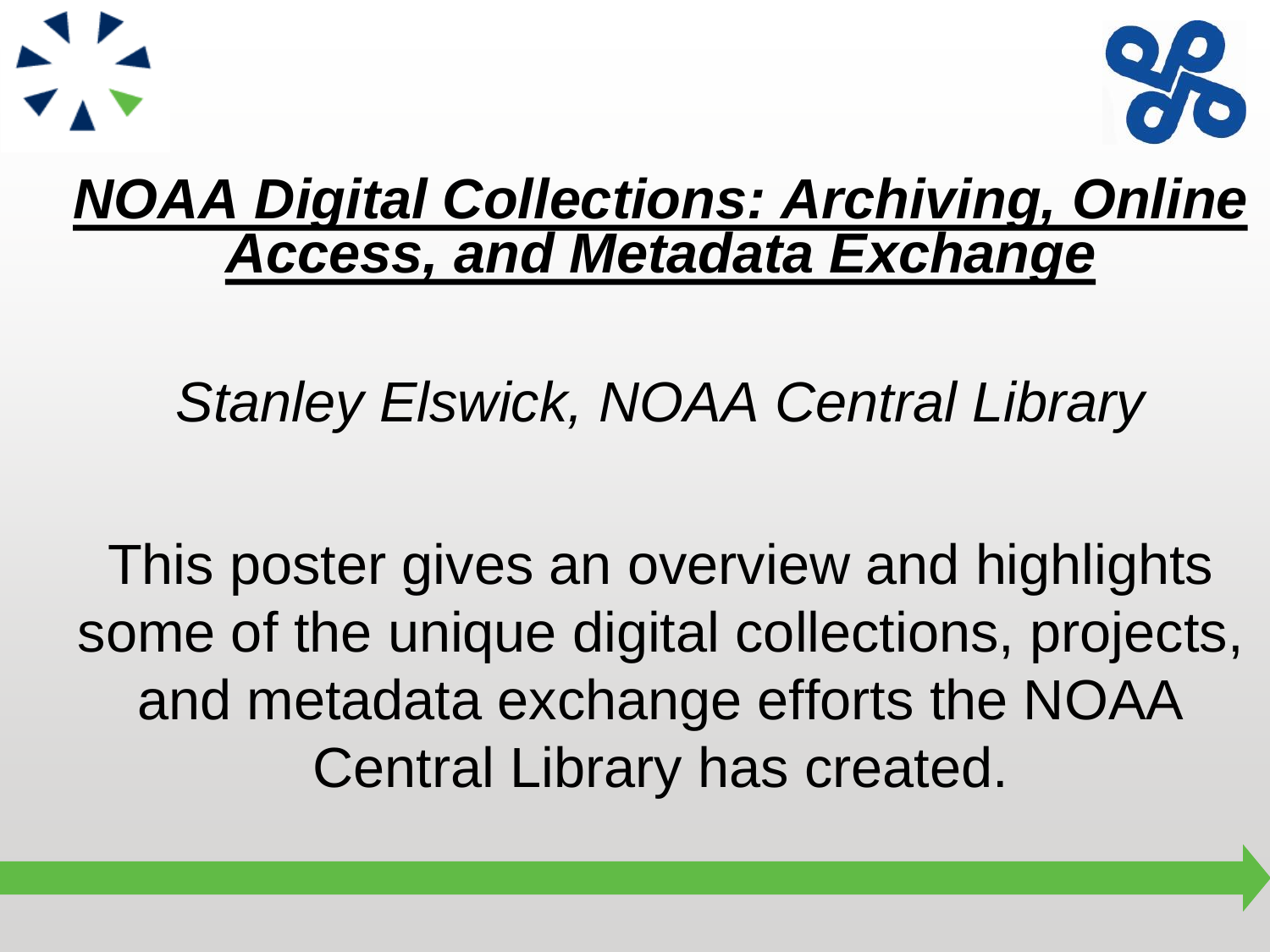# *NOAA Digital Collections: Archiving, Online Access, and Metadata Exchange*

*Stanley Elswick, NOAA Central Library*

This poster gives an overview and highlights some of the unique digital collections, projects, and metadata exchange efforts the NOAA Central Library has created.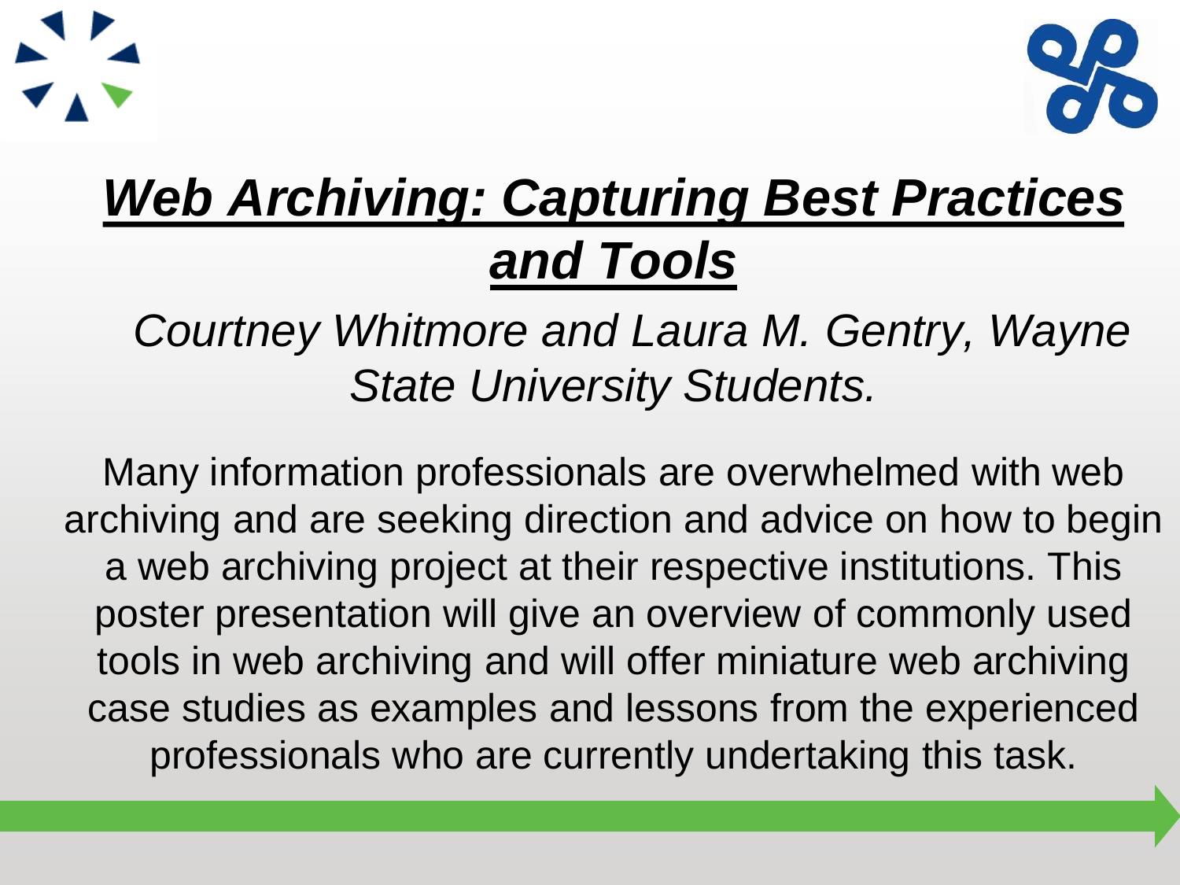# ***Web Archiving: Capturing Best Practices and Tools***

*Courtney Whitmore and Laura M. Gentry, Wayne State University Students.*

Many information professionals are overwhelmed with web archiving and are seeking direction and advice on how to begin a web archiving project at their respective institutions. This poster presentation will give an overview of commonly used tools in web archiving and will offer miniature web archiving case studies as examples and lessons from the experienced professionals who are currently undertaking this task.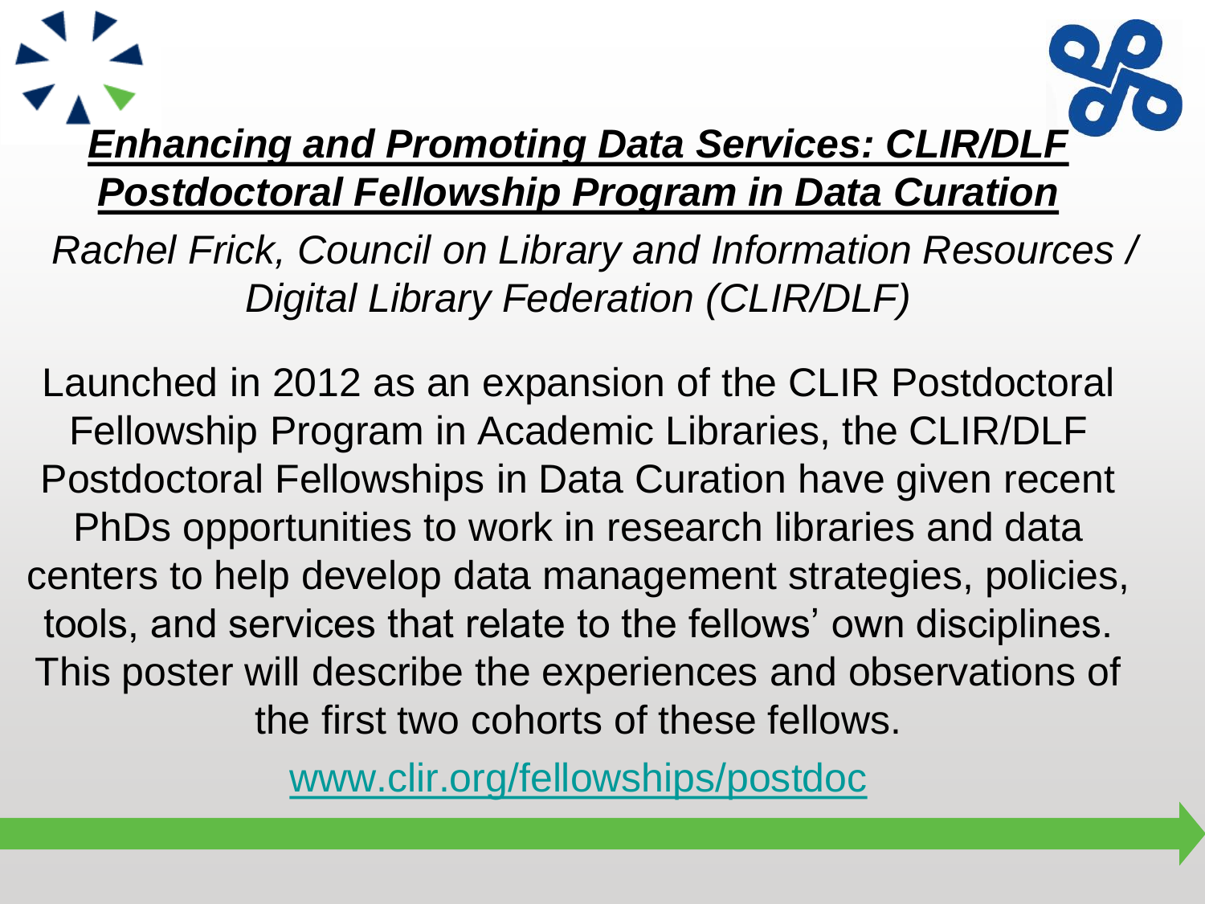# ***Enhancing and Promoting Data Services: CLIR/DLF Postdoctoral Fellowship Program in Data Curation***

*Rachel Frick, Council on Library and Information Resources / Digital Library Federation (CLIR/DLF)*

Launched in 2012 as an expansion of the CLIR Postdoctoral Fellowship Program in Academic Libraries, the CLIR/DLF Postdoctoral Fellowships in Data Curation have given recent PhDs opportunities to work in research libraries and data centers to help develop data management strategies, policies, tools, and services that relate to the fellows' own disciplines. This poster will describe the experiences and observations of the first two cohorts of these fellows.

www.clir.org/fellowships/postdoc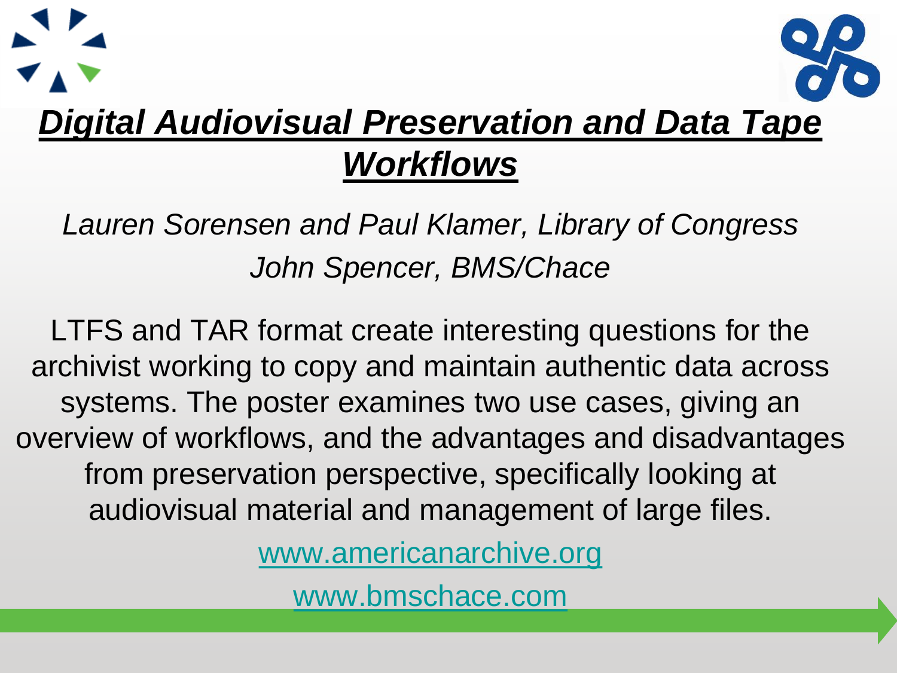# ***Digital Audiovisual Preservation and Data Tape Workflows***

*Lauren Sorensen and Paul Klamer, Library of Congress*

*John Spencer, BMS/Chace*

LTFS and TAR format create interesting questions for the archivist working to copy and maintain authentic data across systems. The poster examines two use cases, giving an overview of workflows, and the advantages and disadvantages from preservation perspective, specifically looking at audiovisual material and management of large files.

www.americanarchive.org

www.bmschace.com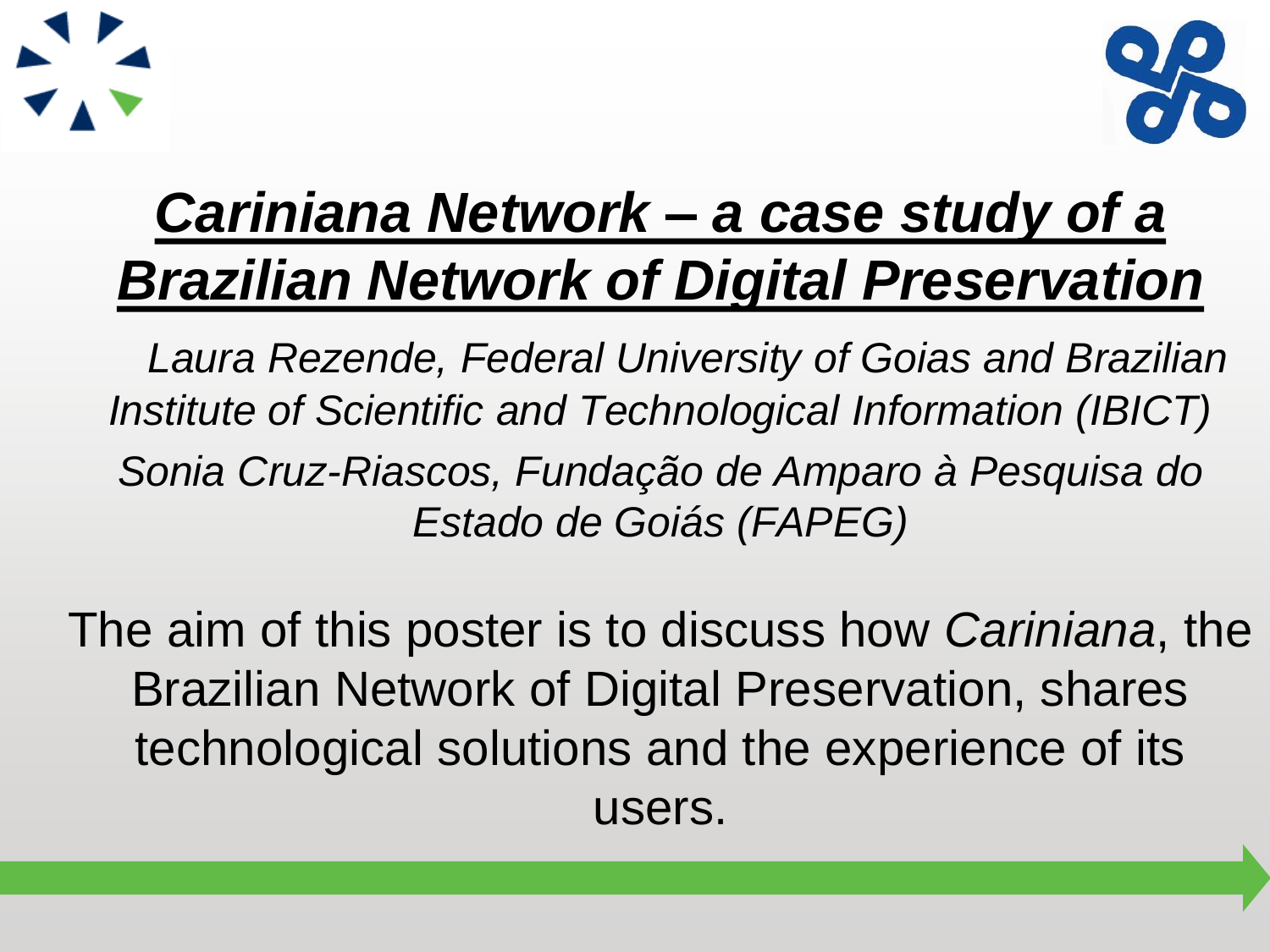# ***Cariniana Network – a case study of a Brazilian Network of Digital Preservation***

*Laura Rezende, Federal University of Goias and Brazilian Institute of Scientific and Technological Information (IBICT)*

*Sonia Cruz-Riascos, Fundação de Amparo à Pesquisa do Estado de Goiás (FAPEG)*

The aim of this poster is to discuss how *Cariniana*, the Brazilian Network of Digital Preservation, shares technological solutions and the experience of its users.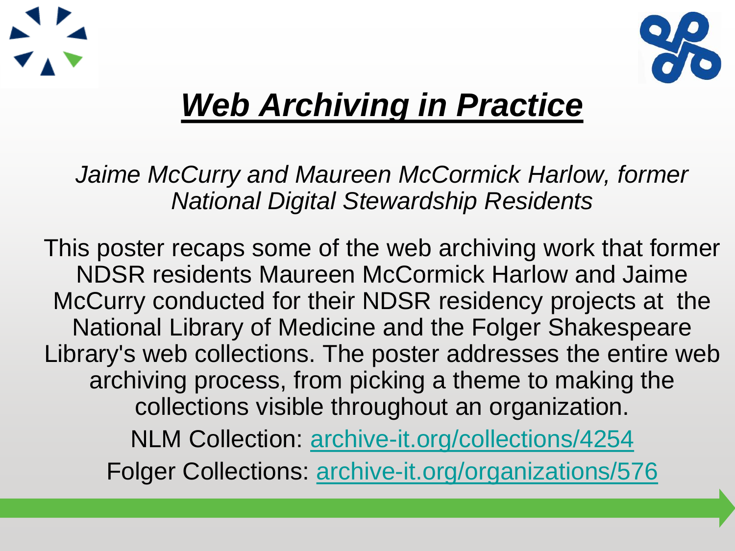# ***Web Archiving in Practice***

*Jaime McCurry and Maureen McCormick Harlow, former National Digital Stewardship Residents*

This poster recaps some of the web archiving work that former NDSR residents Maureen McCormick Harlow and Jaime McCurry conducted for their NDSR residency projects at the National Library of Medicine and the Folger Shakespeare Library's web collections. The poster addresses the entire web archiving process, from picking a theme to making the collections visible throughout an organization.

NLM Collection: archive-it.org/collections/4254

Folger Collections: archive-it.org/organizations/576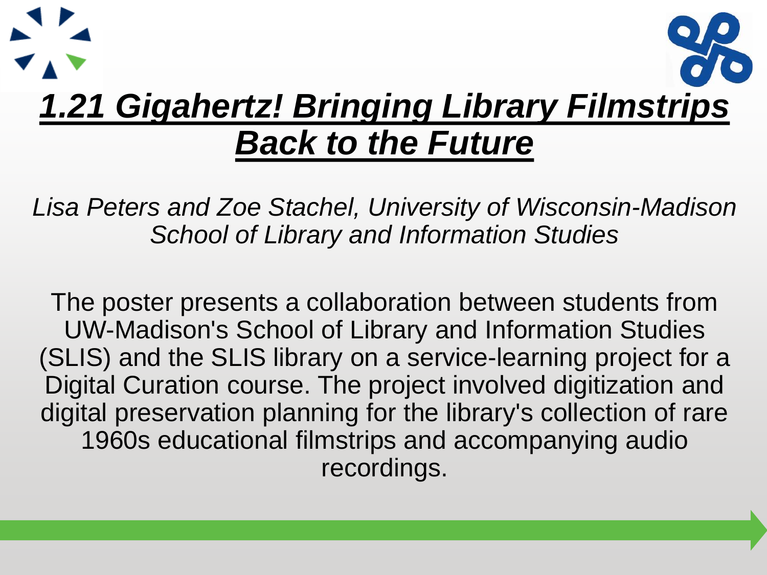# *1.21 Gigahertz! Bringing Library Filmstrips Back to the Future*

*Lisa Peters and Zoe Stachel, University of Wisconsin-Madison School of Library and Information Studies*

The poster presents a collaboration between students from UW-Madison's School of Library and Information Studies (SLIS) and the SLIS library on a service-learning project for a Digital Curation course. The project involved digitization and digital preservation planning for the library's collection of rare 1960s educational filmstrips and accompanying audio recordings.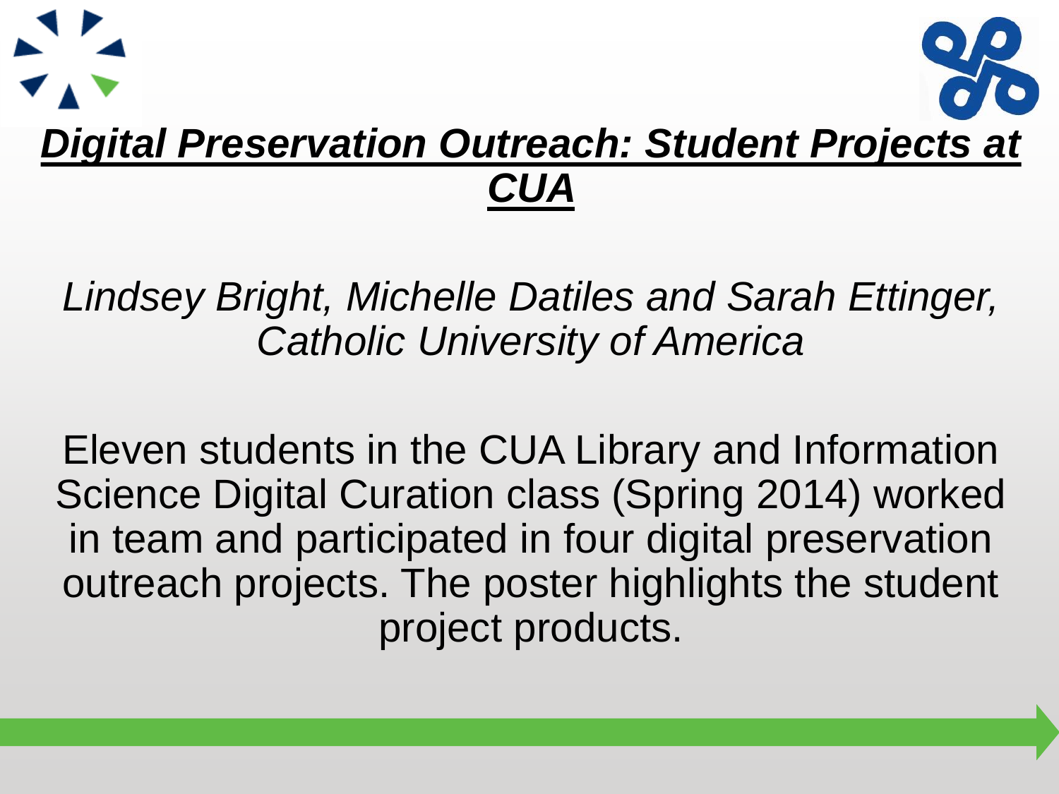# ***Digital Preservation Outreach: Student Projects at CUA***

*Lindsey Bright, Michelle Datiles and Sarah Ettinger, Catholic University of America*

Eleven students in the CUA Library and Information Science Digital Curation class (Spring 2014) worked in team and participated in four digital preservation outreach projects. The poster highlights the student project products.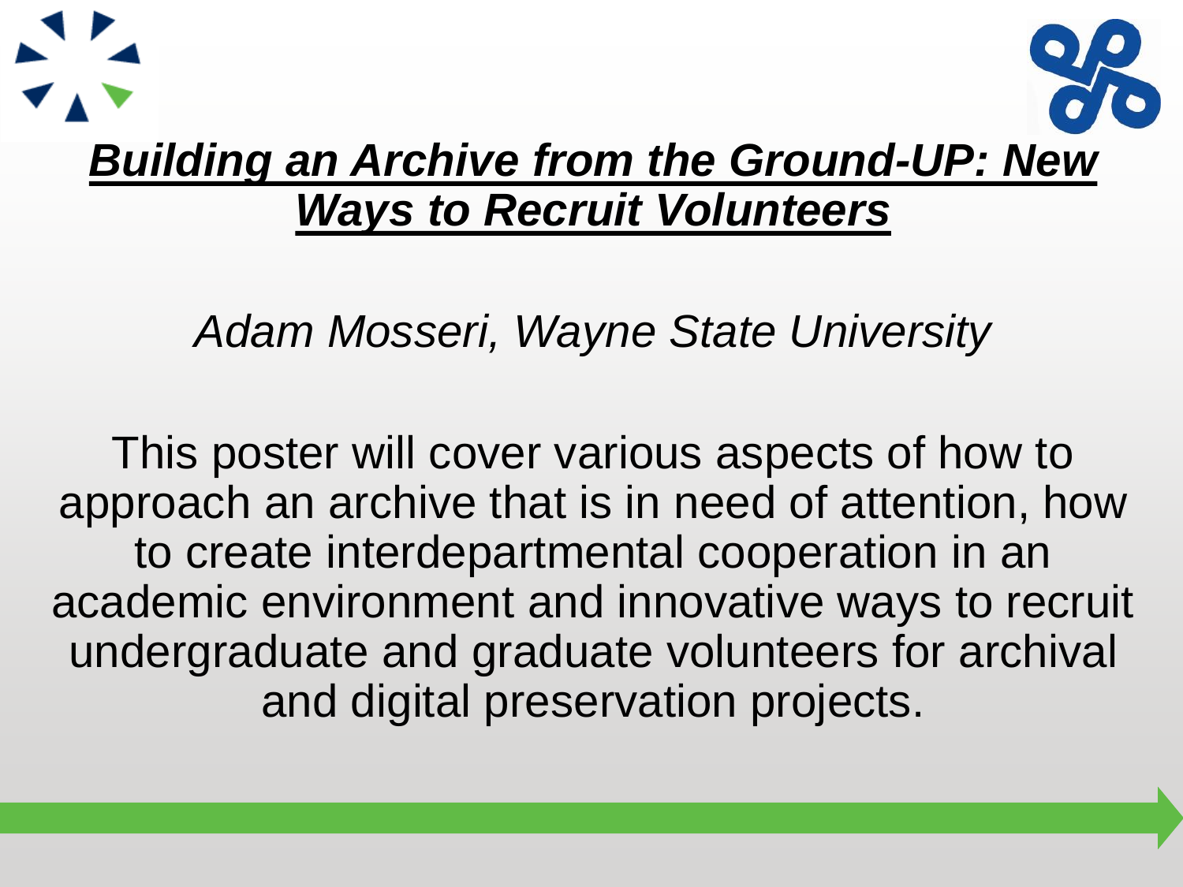# ***Building an Archive from the Ground-UP: New Ways to Recruit Volunteers***

*Adam Mosseri, Wayne State University*

This poster will cover various aspects of how to approach an archive that is in need of attention, how to create interdepartmental cooperation in an academic environment and innovative ways to recruit undergraduate and graduate volunteers for archival and digital preservation projects.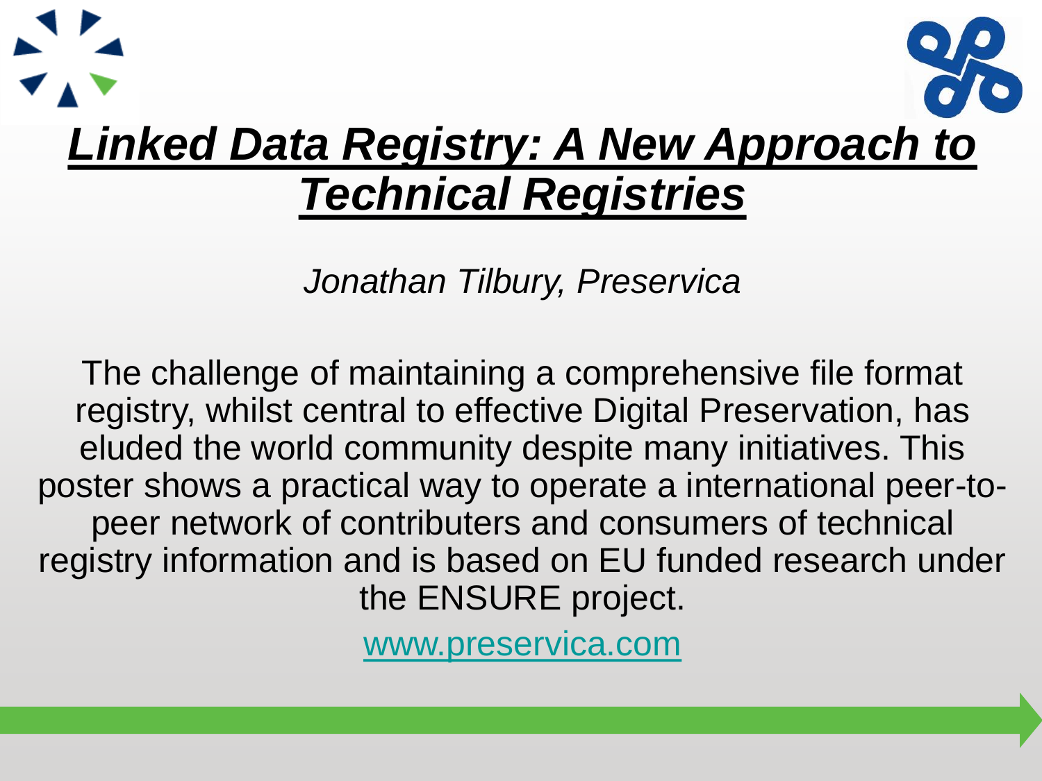# ***Linked Data Registry: A New Approach to Technical Registries***

*Jonathan Tilbury, Preservica*

The challenge of maintaining a comprehensive file format registry, whilst central to effective Digital Preservation, has eluded the world community despite many initiatives. This poster shows a practical way to operate a international peer-to-peer network of contributers and consumers of technical registry information and is based on EU funded research under the ENSURE project.

www.preservica.com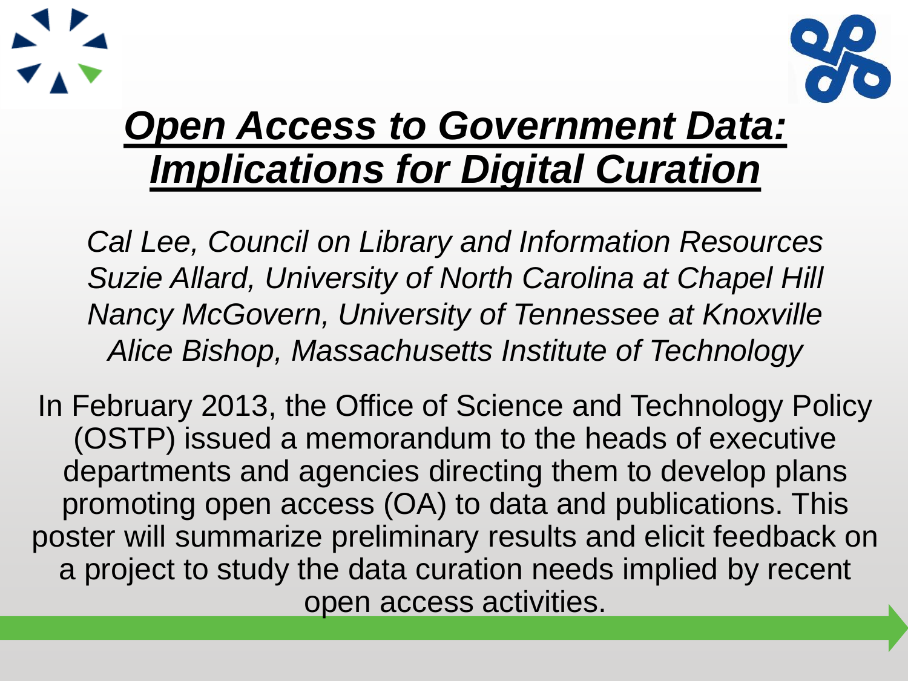# *Open Access to Government Data: Implications for Digital Curation*

*Cal Lee, Council on Library and Information Resources*
*Suzie Allard, University of North Carolina at Chapel Hill*
*Nancy McGovern, University of Tennessee at Knoxville*
*Alice Bishop, Massachusetts Institute of Technology*

In February 2013, the Office of Science and Technology Policy (OSTP) issued a memorandum to the heads of executive departments and agencies directing them to develop plans promoting open access (OA) to data and publications. This poster will summarize preliminary results and elicit feedback on a project to study the data curation needs implied by recent open access activities.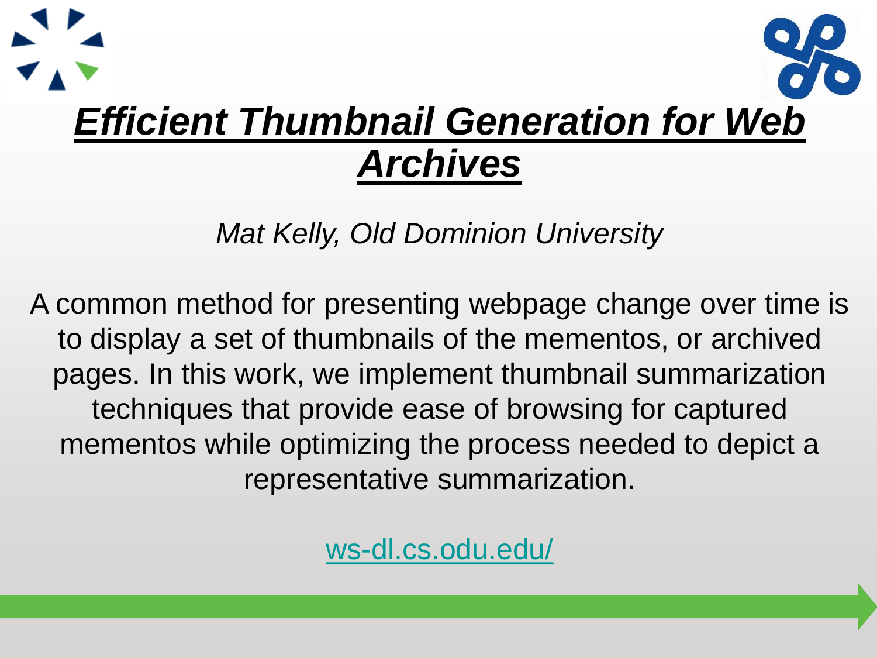# ***Efficient Thumbnail Generation for Web Archives***

*Mat Kelly, Old Dominion University*

A common method for presenting webpage change over time is to display a set of thumbnails of the mementos, or archived pages. In this work, we implement thumbnail summarization techniques that provide ease of browsing for captured mementos while optimizing the process needed to depict a representative summarization.

ws-dl.cs.odu.edu/